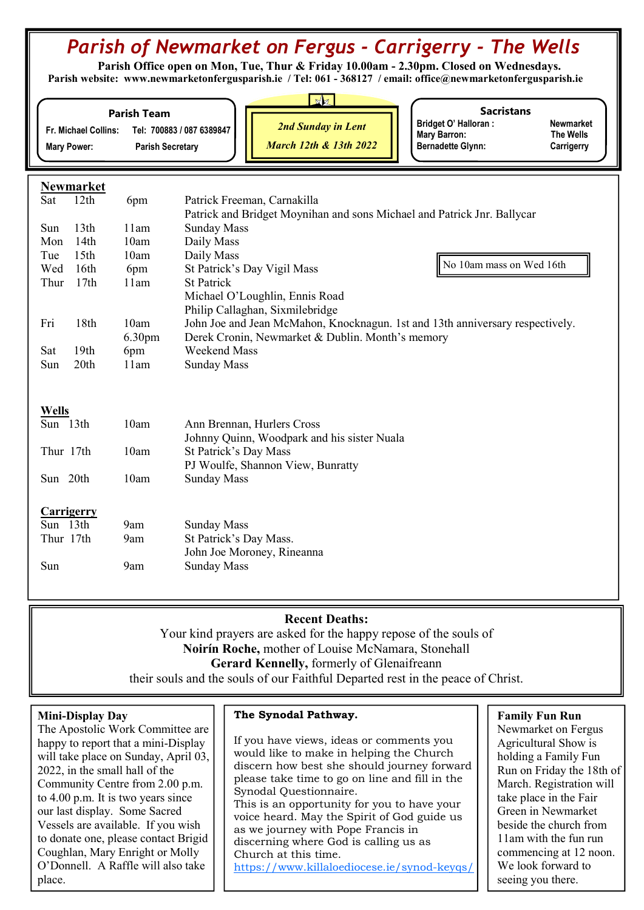# Parish of Newmarket on Fergus - Carrigerry - The Wells

**Parish Office open on Mon, Tue, Thur & Friday 10.00am - 2.30pm. Closed on Wednesdays.**
**Parish website: www.newmarketonfergusparish.ie / Tel: 061 - 368127 / email: office@newmarketonfergusparish.ie**

**Parish Team**

| | |
|---|---|
| Fr. Michael Collins: | Tel: 700883 / 087 6389847 |
| Mary Power: | Parish Secretary |

*2nd Sunday in Lent*
*March 12th & 13th 2022*

**Sacristans**

| | |
|---|---|
| Bridget O' Halloran : | Newmarket |
| Mary Barron: | The Wells |
| Bernadette Glynn: | Carrigerry |

## Newmarket

| | | | |
|---|---|---|---|
| Sat | 12th | 6pm | Patrick Freeman, Carnakilla |
| | | | Patrick and Bridget Moynihan and sons Michael and Patrick Jnr. Ballycar |
| Sun | 13th | 11am | Sunday Mass |
| Mon | 14th | 10am | Daily Mass |
| Tue | 15th | 10am | Daily Mass |
| Wed | 16th | 6pm | St Patrick's Day Vigil Mass |
| Thur | 17th | 11am | St Patrick |
| | | | Michael O'Loughlin, Ennis Road |
| | | | Philip Callaghan, Sixmilebridge |
| Fri | 18th | 10am | John Joe and Jean McMahon, Knocknagun. 1st and 13th anniversary respectively. |
| | | 6.30pm | Derek Cronin, Newmarket & Dublin. Month's memory |
| Sat | 19th | 6pm | Weekend Mass |
| Sun | 20th | 11am | Sunday Mass |

No 10am mass on Wed 16th

## Wells

| | | |
|---|---|---|
| Sun 13th | 10am | Ann Brennan, Hurlers Cross |
| | | Johnny Quinn, Woodpark and his sister Nuala |
| Thur 17th | 10am | St Patrick's Day Mass |
| | | PJ Woulfe, Shannon View, Bunratty |
| Sun 20th | 10am | Sunday Mass |

## Carrigerry

| | | |
|---|---|---|
| Sun 13th | 9am | Sunday Mass |
| Thur 17th | 9am | St Patrick's Day Mass. |
| | | John Joe Moroney, Rineanna |
| Sun | 9am | Sunday Mass |

**Recent Deaths:**

Your kind prayers are asked for the happy repose of the souls of
**Noirín Roche,** mother of Louise McNamara, Stonehall
**Gerard Kennelly,** formerly of Glenaifreann
their souls and the souls of our Faithful Departed rest in the peace of Christ.

**Mini-Display Day**
The Apostolic Work Committee are happy to report that a mini-Display will take place on Sunday, April 03, 2022, in the small hall of the Community Centre from 2.00 p.m. to 4.00 p.m. It is two years since our last display. Some Sacred Vessels are available. If you wish to donate one, please contact Brigid Coughlan, Mary Enright or Molly O'Donnell. A Raffle will also take place.

**The Synodal Pathway.**

If you have views, ideas or comments you would like to make in helping the Church discern how best she should journey forward please take time to go on line and fill in the Synodal Questionnaire.
This is an opportunity for you to have your voice heard. May the Spirit of God guide us as we journey with Pope Francis in discerning where God is calling us as Church at this time.
https://www.killaloediocese.ie/synod-keyqs/

**Family Fun Run**
Newmarket on Fergus Agricultural Show is holding a Family Fun Run on Friday the 18th of March. Registration will take place in the Fair Green in Newmarket beside the church from 11am with the fun run commencing at 12 noon. We look forward to seeing you there.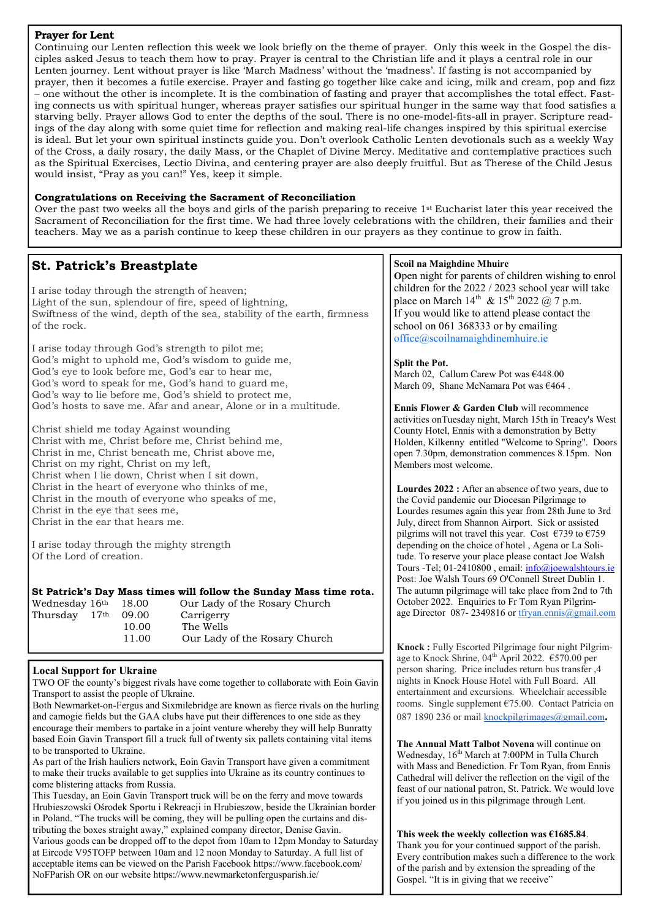### Prayer for Lent

Continuing our Lenten reflection this week we look briefly on the theme of prayer. Only this week in the Gospel the disciples asked Jesus to teach them how to pray. Prayer is central to the Christian life and it plays a central role in our Lenten journey. Lent without prayer is like 'March Madness' without the 'madness'. If fasting is not accompanied by prayer, then it becomes a futile exercise. Prayer and fasting go together like cake and icing, milk and cream, pop and fizz – one without the other is incomplete. It is the combination of fasting and prayer that accomplishes the total effect. Fasting connects us with spiritual hunger, whereas prayer satisfies our spiritual hunger in the same way that food satisfies a starving belly. Prayer allows God to enter the depths of the soul. There is no one-model-fits-all in prayer. Scripture readings of the day along with some quiet time for reflection and making real-life changes inspired by this spiritual exercise is ideal. But let your own spiritual instincts guide you. Don't overlook Catholic Lenten devotionals such as a weekly Way of the Cross, a daily rosary, the daily Mass, or the Chaplet of Divine Mercy. Meditative and contemplative practices such as the Spiritual Exercises, Lectio Divina, and centering prayer are also deeply fruitful. But as Therese of the Child Jesus would insist, "Pray as you can!" Yes, keep it simple.

### Congratulations on Receiving the Sacrament of Reconciliation

Over the past two weeks all the boys and girls of the parish preparing to receive 1st Eucharist later this year received the Sacrament of Reconciliation for the first time. We had three lovely celebrations with the children, their families and their teachers. May we as a parish continue to keep these children in our prayers as they continue to grow in faith.

## St. Patrick's Breastplate

I arise today through the strength of heaven;
Light of the sun, splendour of fire, speed of lightning,
Swiftness of the wind, depth of the sea, stability of the earth, firmness of the rock.

I arise today through God's strength to pilot me;
God's might to uphold me, God's wisdom to guide me,
God's eye to look before me, God's ear to hear me,
God's word to speak for me, God's hand to guard me,
God's way to lie before me, God's shield to protect me,
God's hosts to save me. Afar and anear, Alone or in a multitude.

Christ shield me today Against wounding
Christ with me, Christ before me, Christ behind me,
Christ in me, Christ beneath me, Christ above me,
Christ on my right, Christ on my left,
Christ when I lie down, Christ when I sit down,
Christ in the heart of everyone who thinks of me,
Christ in the mouth of everyone who speaks of me,
Christ in the eye that sees me,
Christ in the ear that hears me.

I arise today through the mighty strength
Of the Lord of creation.

### St Patrick's Day Mass times will follow the Sunday Mass time rota.

| | | |
|---|---|---|
| Wednesday 16th | 18.00 | Our Lady of the Rosary Church |
| Thursday 17th | 09.00 | Carrigerry |
| | 10.00 | The Wells |
| | 11.00 | Our Lady of the Rosary Church |

### Local Support for Ukraine

TWO OF the county's biggest rivals have come together to collaborate with Eoin Gavin Transport to assist the people of Ukraine.

Both Newmarket-on-Fergus and Sixmilebridge are known as fierce rivals on the hurling and camogie fields but the GAA clubs have put their differences to one side as they encourage their members to partake in a joint venture whereby they will help Bunratty based Eoin Gavin Transport fill a truck full of twenty six pallets containing vital items to be transported to Ukraine.

As part of the Irish hauliers network, Eoin Gavin Transport have given a commitment to make their trucks available to get supplies into Ukraine as its country continues to come blistering attacks from Russia.

This Tuesday, an Eoin Gavin Transport truck will be on the ferry and move towards Hrubieszowski Ośrodek Sportu i Rekreacji in Hrubieszow, beside the Ukrainian border in Poland. "The trucks will be coming, they will be pulling open the curtains and distributing the boxes straight away," explained company director, Denise Gavin.

Various goods can be dropped off to the depot from 10am to 12pm Monday to Saturday at Eircode V95TOFP between 10am and 12 noon Monday to Saturday. A full list of acceptable items can be viewed on the Parish Facebook https://www.facebook.com/NoFParish OR on our website https://www.newmarketonfergusparish.ie/

### Scoil na Maighdine Mhuire

Open night for parents of children wishing to enrol children for the 2022 / 2023 school year will take place on March 14th & 15th 2022 @ 7 p.m. If you would like to attend please contact the school on 061 368333 or by emailing office@scoilnamaighdinemhuire.ie

### Split the Pot.

March 02, Callum Carew Pot was €448.00
March 09, Shane McNamara Pot was €464 .

**Ennis Flower & Garden Club** will recommence activities onTuesday night, March 15th in Treacy's West County Hotel, Ennis with a demonstration by Betty Holden, Kilkenny entitled "Welcome to Spring". Doors open 7.30pm, demonstration commences 8.15pm. Non Members most welcome.

**Lourdes 2022 :** After an absence of two years, due to the Covid pandemic our Diocesan Pilgrimage to Lourdes resumes again this year from 28th June to 3rd July, direct from Shannon Airport. Sick or assisted pilgrims will not travel this year. Cost €739 to €759 depending on the choice of hotel , Agena or La Solitude. To reserve your place please contact Joe Walsh Tours -Tel; 01-2410800 , email: info@joewalshtours.ie Post: Joe Walsh Tours 69 O'Connell Street Dublin 1. The autumn pilgrimage will take place from 2nd to 7th October 2022. Enquiries to Fr Tom Ryan Pilgrimage Director 087- 2349816 or tfryan.ennis@gmail.com

**Knock :** Fully Escorted Pilgrimage four night Pilgrimage to Knock Shrine, 04th April 2022. €570.00 per person sharing. Price includes return bus transfer ,4 nights in Knock House Hotel with Full Board. All entertainment and excursions. Wheelchair accessible rooms. Single supplement €75.00. Contact Patricia on 087 1890 236 or mail knockpilgrimages@gmail.com**.**

**The Annual Matt Talbot Novena** will continue on Wednesday, 16th March at 7:00PM in Tulla Church with Mass and Benediction. Fr Tom Ryan, from Ennis Cathedral will deliver the reflection on the vigil of the feast of our national patron, St. Patrick. We would love if you joined us in this pilgrimage through Lent.

**This week the weekly collection was €1685.84**. Thank you for your continued support of the parish. Every contribution makes such a difference to the work of the parish and by extension the spreading of the Gospel. "It is in giving that we receive"